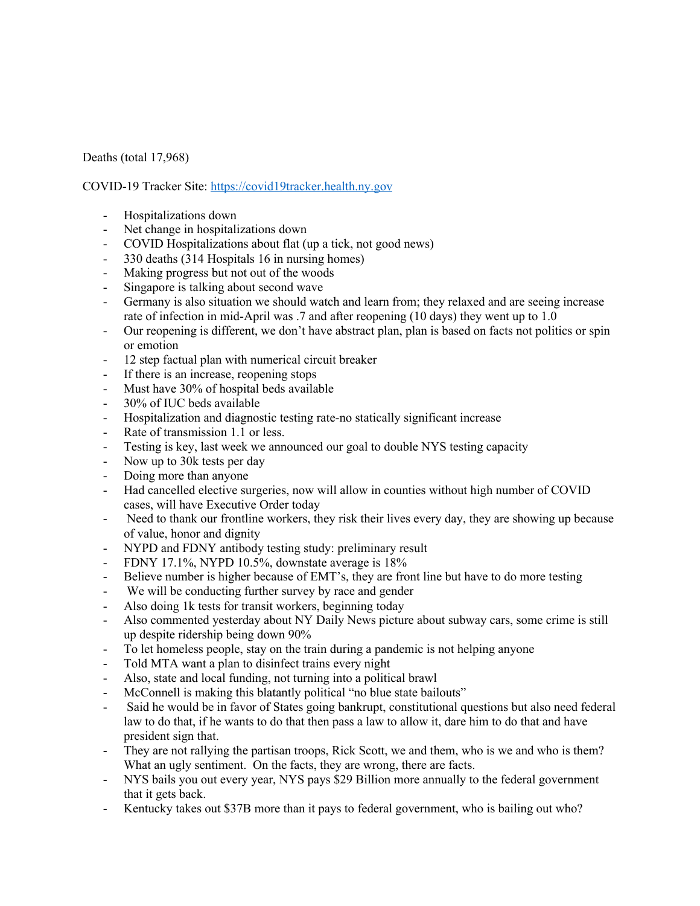Deaths (total 17,968)

COVID-19 Tracker Site: [https://covid19tracker.health.ny.gov](https://covid19tracker.health.ny.gov)

- Hospitalizations down
- Net change in hospitalizations down
- COVID Hospitalizations about flat (up a tick, not good news)
- 330 deaths (314 Hospitals 16 in nursing homes)
- Making progress but not out of the woods
- Singapore is talking about second wave
- Germany is also situation we should watch and learn from; they relaxed and are seeing increase rate of infection in mid-April was .7 and after reopening (10 days) they went up to 1.0
- Our reopening is different, we don't have abstract plan, plan is based on facts not politics or spin or emotion
- 12 step factual plan with numerical circuit breaker
- If there is an increase, reopening stops
- Must have 30% of hospital beds available
- 30% of IUC beds available
- Hospitalization and diagnostic testing rate-no statically significant increase
- Rate of transmission 1.1 or less.
- Testing is key, last week we announced our goal to double NYS testing capacity
- Now up to 30k tests per day
- Doing more than anyone
- Had cancelled elective surgeries, now will allow in counties without high number of COVID cases, will have Executive Order today
- Need to thank our frontline workers, they risk their lives every day, they are showing up because of value, honor and dignity
- NYPD and FDNY antibody testing study: preliminary result
- FDNY 17.1%, NYPD 10.5%, downstate average is 18%
- Believe number is higher because of EMT's, they are front line but have to do more testing
- We will be conducting further survey by race and gender
- Also doing 1k tests for transit workers, beginning today
- Also commented yesterday about NY Daily News picture about subway cars, some crime is still up despite ridership being down 90%
- To let homeless people, stay on the train during a pandemic is not helping anyone
- Told MTA want a plan to disinfect trains every night
- Also, state and local funding, not turning into a political brawl
- McConnell is making this blatantly political "no blue state bailouts"
- Said he would be in favor of States going bankrupt, constitutional questions but also need federal law to do that, if he wants to do that then pass a law to allow it, dare him to do that and have president sign that.
- They are not rallying the partisan troops, Rick Scott, we and them, who is we and who is them? What an ugly sentiment. On the facts, they are wrong, there are facts.
- NYS bails you out every year, NYS pays $29 Billion more annually to the federal government that it gets back.
- Kentucky takes out $37B more than it pays to federal government, who is bailing out who?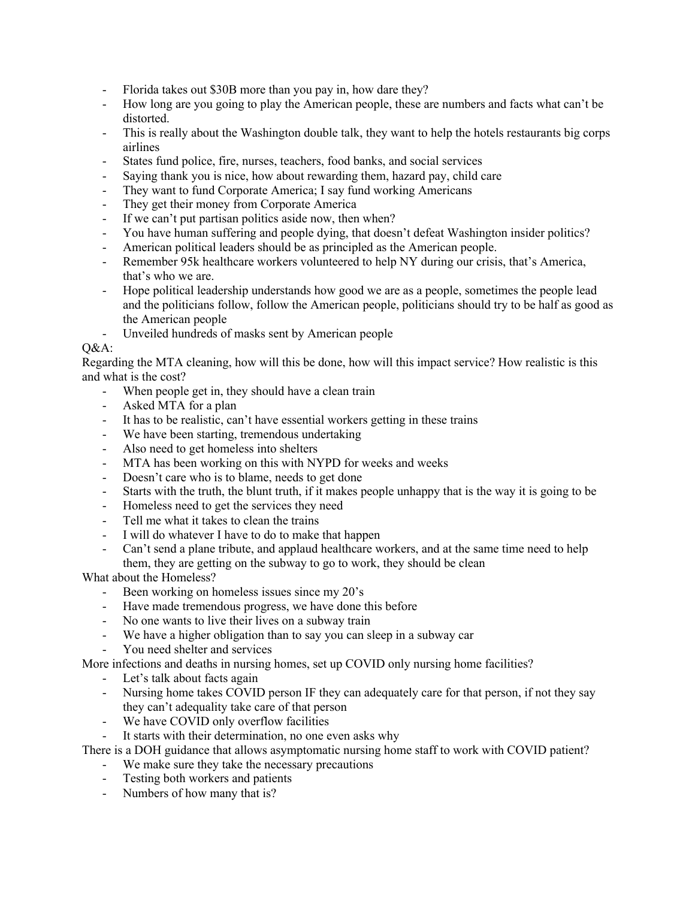- Florida takes out $30B more than you pay in, how dare they?
- How long are you going to play the American people, these are numbers and facts what can't be distorted.
- This is really about the Washington double talk, they want to help the hotels restaurants big corps airlines
- States fund police, fire, nurses, teachers, food banks, and social services
- Saying thank you is nice, how about rewarding them, hazard pay, child care
- They want to fund Corporate America; I say fund working Americans
- They get their money from Corporate America
- If we can't put partisan politics aside now, then when?
- You have human suffering and people dying, that doesn't defeat Washington insider politics?
- American political leaders should be as principled as the American people.
- Remember 95k healthcare workers volunteered to help NY during our crisis, that's America, that's who we are.
- Hope political leadership understands how good we are as a people, sometimes the people lead and the politicians follow, follow the American people, politicians should try to be half as good as the American people
- Unveiled hundreds of masks sent by American people

Q&A:

Regarding the MTA cleaning, how will this be done, how will this impact service? How realistic is this and what is the cost?

- When people get in, they should have a clean train
- Asked MTA for a plan
- It has to be realistic, can't have essential workers getting in these trains
- We have been starting, tremendous undertaking
- Also need to get homeless into shelters
- MTA has been working on this with NYPD for weeks and weeks
- Doesn't care who is to blame, needs to get done
- Starts with the truth, the blunt truth, if it makes people unhappy that is the way it is going to be
- Homeless need to get the services they need
- Tell me what it takes to clean the trains
- I will do whatever I have to do to make that happen
- Can't send a plane tribute, and applaud healthcare workers, and at the same time need to help them, they are getting on the subway to go to work, they should be clean

What about the Homeless?

- Been working on homeless issues since my 20's
- Have made tremendous progress, we have done this before
- No one wants to live their lives on a subway train
- We have a higher obligation than to say you can sleep in a subway car
- You need shelter and services

More infections and deaths in nursing homes, set up COVID only nursing home facilities?

- Let's talk about facts again
- Nursing home takes COVID person IF they can adequately care for that person, if not they say they can't adequality take care of that person
- We have COVID only overflow facilities
- It starts with their determination, no one even asks why

There is a DOH guidance that allows asymptomatic nursing home staff to work with COVID patient?

- We make sure they take the necessary precautions
- Testing both workers and patients
- Numbers of how many that is?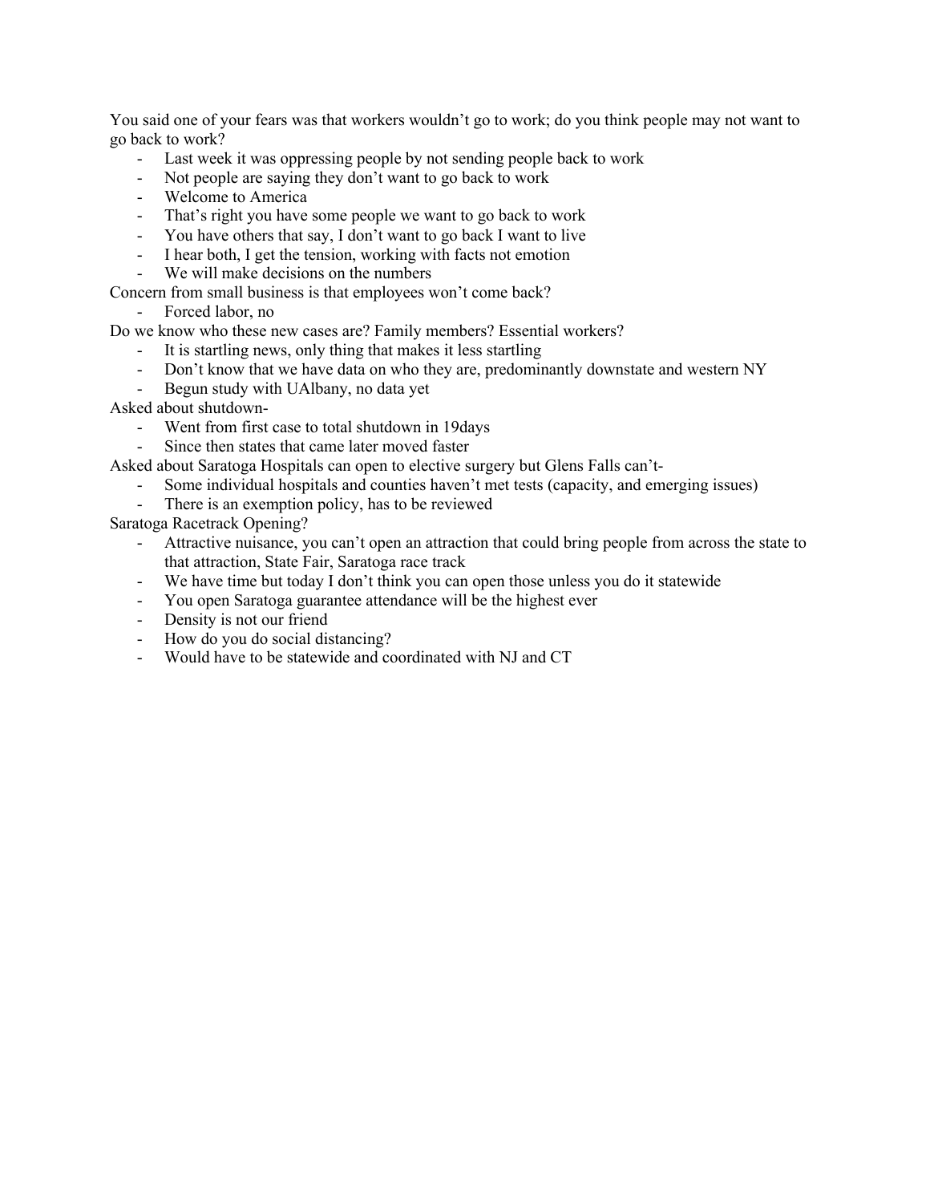You said one of your fears was that workers wouldn't go to work; do you think people may not want to go back to work?

- Last week it was oppressing people by not sending people back to work
- Not people are saying they don't want to go back to work
- Welcome to America
- That's right you have some people we want to go back to work
- You have others that say, I don't want to go back I want to live
- I hear both, I get the tension, working with facts not emotion
- We will make decisions on the numbers

Concern from small business is that employees won't come back?

- Forced labor, no

Do we know who these new cases are? Family members? Essential workers?

- It is startling news, only thing that makes it less startling
- Don't know that we have data on who they are, predominantly downstate and western NY
- Begun study with UAlbany, no data yet

Asked about shutdown-

- Went from first case to total shutdown in 19days
- Since then states that came later moved faster

Asked about Saratoga Hospitals can open to elective surgery but Glens Falls can't-

- Some individual hospitals and counties haven't met tests (capacity, and emerging issues)
- There is an exemption policy, has to be reviewed

Saratoga Racetrack Opening?

- Attractive nuisance, you can't open an attraction that could bring people from across the state to that attraction, State Fair, Saratoga race track
- We have time but today I don't think you can open those unless you do it statewide
- You open Saratoga guarantee attendance will be the highest ever
- Density is not our friend
- How do you do social distancing?
- Would have to be statewide and coordinated with NJ and CT